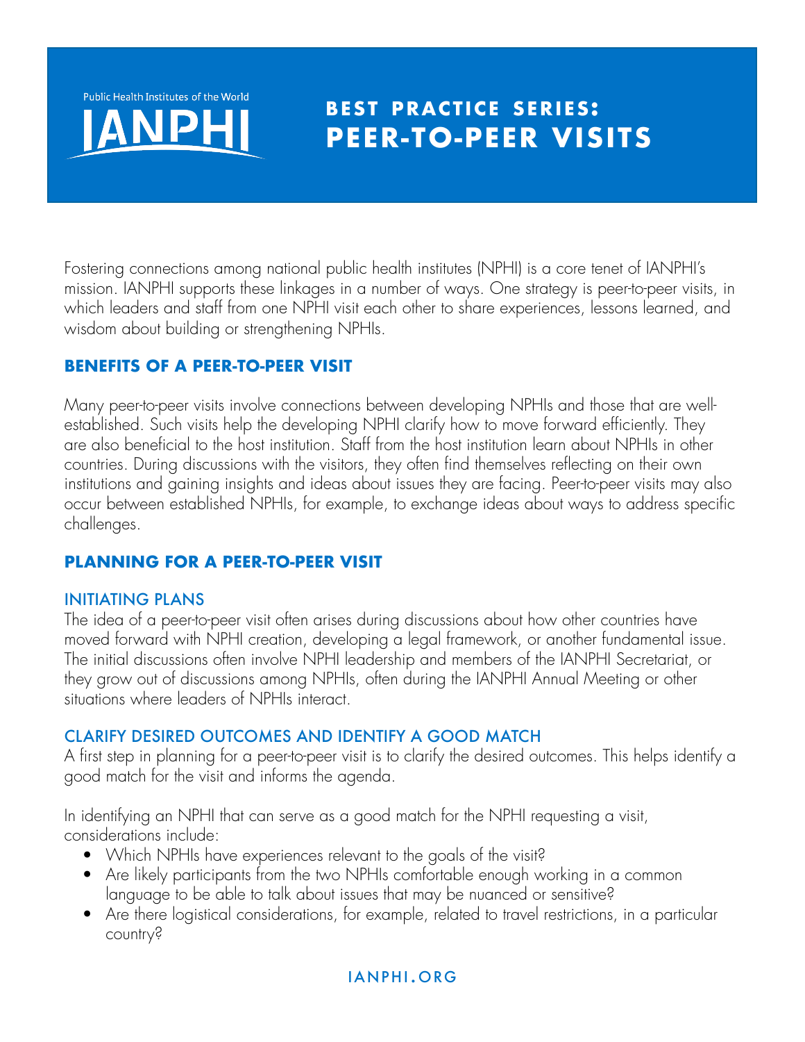Public Health Institutes of the World

IANPHI

# BEST PRACTICE SERIES: PEER-TO-PEER VISITS

Fostering connections among national public health institutes (NPHI) is a core tenet of IANPHI's mission. IANPHI supports these linkages in a number of ways. One strategy is peer-to-peer visits, in which leaders and staff from one NPHI visit each other to share experiences, lessons learned, and wisdom about building or strengthening NPHIs.

## BENEFITS OF A PEER-TO-PEER VISIT

Many peer-to-peer visits involve connections between developing NPHIs and those that are well-established. Such visits help the developing NPHI clarify how to move forward efficiently. They are also beneficial to the host institution. Staff from the host institution learn about NPHIs in other countries. During discussions with the visitors, they often find themselves reflecting on their own institutions and gaining insights and ideas about issues they are facing. Peer-to-peer visits may also occur between established NPHIs, for example, to exchange ideas about ways to address specific challenges.

## PLANNING FOR A PEER-TO-PEER VISIT

### INITIATING PLANS

The idea of a peer-to-peer visit often arises during discussions about how other countries have moved forward with NPHI creation, developing a legal framework, or another fundamental issue. The initial discussions often involve NPHI leadership and members of the IANPHI Secretariat, or they grow out of discussions among NPHIs, often during the IANPHI Annual Meeting or other situations where leaders of NPHIs interact.

### CLARIFY DESIRED OUTCOMES AND IDENTIFY A GOOD MATCH

A first step in planning for a peer-to-peer visit is to clarify the desired outcomes. This helps identify a good match for the visit and informs the agenda.

In identifying an NPHI that can serve as a good match for the NPHI requesting a visit, considerations include:

- Which NPHIs have experiences relevant to the goals of the visit?
- Are likely participants from the two NPHIs comfortable enough working in a common language to be able to talk about issues that may be nuanced or sensitive?
- Are there logistical considerations, for example, related to travel restrictions, in a particular country?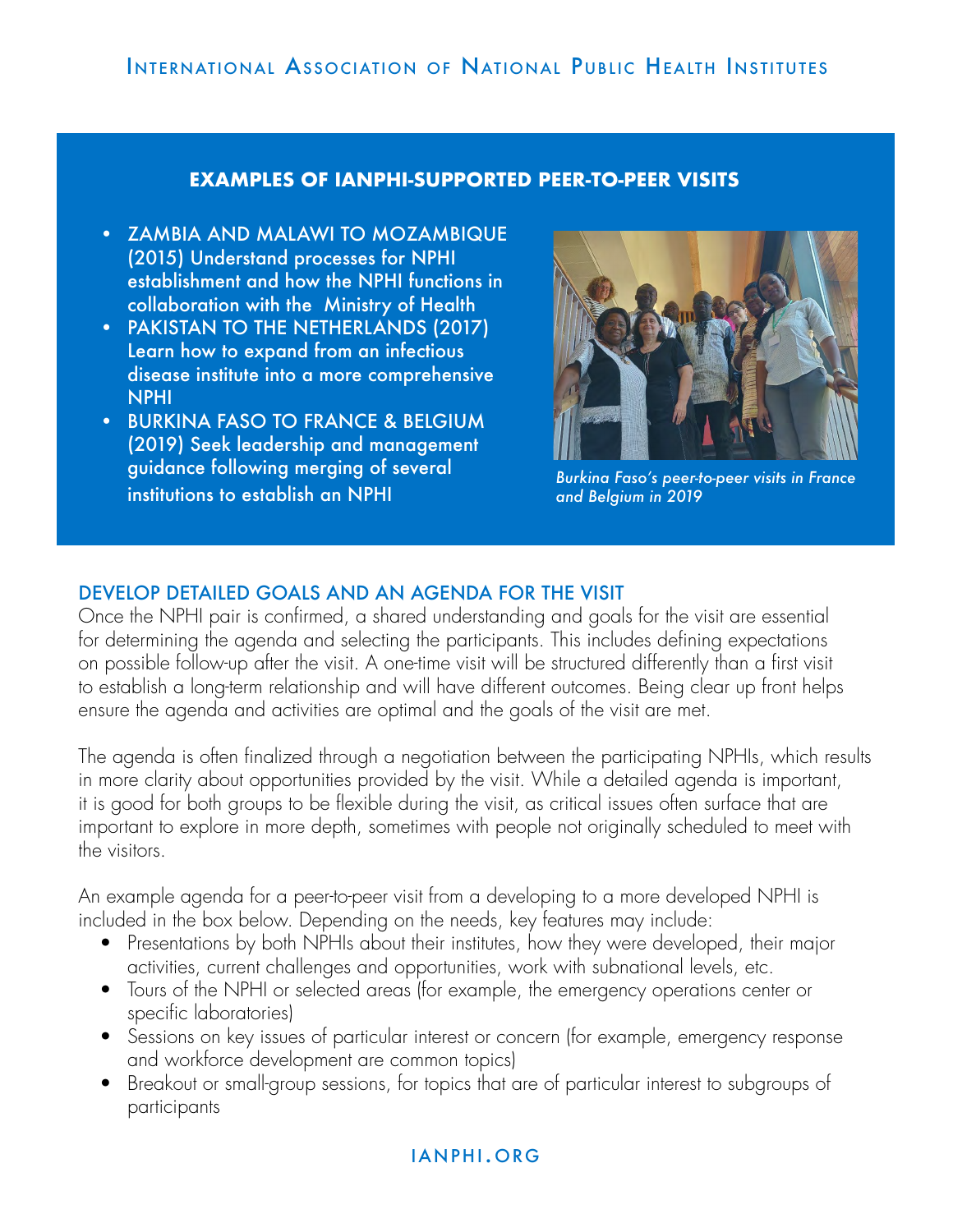## EXAMPLES OF IANPHI-SUPPORTED PEER-TO-PEER VISITS

- ZAMBIA AND MALAWI TO MOZAMBIQUE (2015) Understand processes for NPHI establishment and how the NPHI functions in collaboration with the Ministry of Health
- PAKISTAN TO THE NETHERLANDS (2017) Learn how to expand from an infectious disease institute into a more comprehensive NPHI
- BURKINA FASO TO FRANCE & BELGIUM (2019) Seek leadership and management guidance following merging of several institutions to establish an NPHI

*Burkina Faso's peer-to-peer visits in France and Belgium in 2019*

## DEVELOP DETAILED GOALS AND AN AGENDA FOR THE VISIT

Once the NPHI pair is confirmed, a shared understanding and goals for the visit are essential for determining the agenda and selecting the participants. This includes defining expectations on possible follow-up after the visit. A one-time visit will be structured differently than a first visit to establish a long-term relationship and will have different outcomes. Being clear up front helps ensure the agenda and activities are optimal and the goals of the visit are met.

The agenda is often finalized through a negotiation between the participating NPHIs, which results in more clarity about opportunities provided by the visit. While a detailed agenda is important, it is good for both groups to be flexible during the visit, as critical issues often surface that are important to explore in more depth, sometimes with people not originally scheduled to meet with the visitors.

An example agenda for a peer-to-peer visit from a developing to a more developed NPHI is included in the box below. Depending on the needs, key features may include:

- Presentations by both NPHIs about their institutes, how they were developed, their major activities, current challenges and opportunities, work with subnational levels, etc.
- Tours of the NPHI or selected areas (for example, the emergency operations center or specific laboratories)
- Sessions on key issues of particular interest or concern (for example, emergency response and workforce development are common topics)
- Breakout or small-group sessions, for topics that are of particular interest to subgroups of participants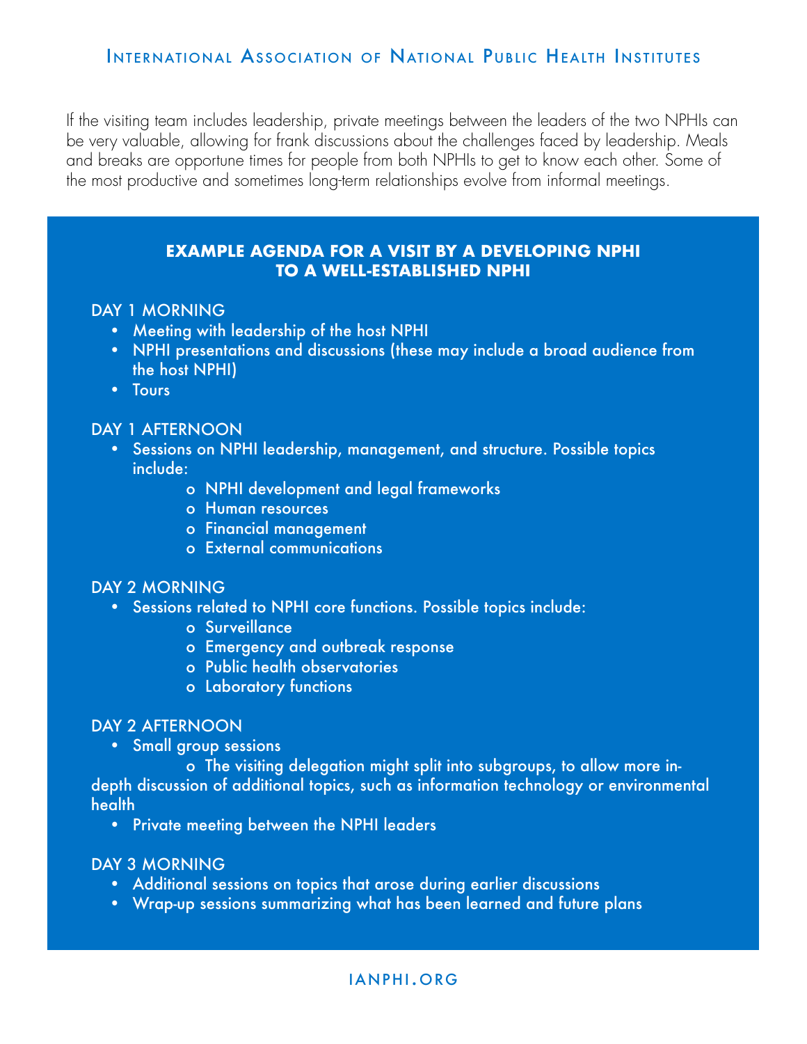If the visiting team includes leadership, private meetings between the leaders of the two NPHIs can be very valuable, allowing for frank discussions about the challenges faced by leadership. Meals and breaks are opportune times for people from both NPHIs to get to know each other. Some of the most productive and sometimes long-term relationships evolve from informal meetings.

## EXAMPLE AGENDA FOR A VISIT BY A DEVELOPING NPHI TO A WELL-ESTABLISHED NPHI

### DAY 1 MORNING

- Meeting with leadership of the host NPHI
- NPHI presentations and discussions (these may include a broad audience from the host NPHI)
- Tours

### DAY 1 AFTERNOON

- Sessions on NPHI leadership, management, and structure. Possible topics include:
    - NPHI development and legal frameworks
    - Human resources
    - Financial management
    - External communications

### DAY 2 MORNING

- Sessions related to NPHI core functions. Possible topics include:
    - Surveillance
    - Emergency and outbreak response
    - Public health observatories
    - Laboratory functions

### DAY 2 AFTERNOON

- Small group sessions
    - The visiting delegation might split into subgroups, to allow more in-depth discussion of additional topics, such as information technology or environmental health
- Private meeting between the NPHI leaders

### DAY 3 MORNING

- Additional sessions on topics that arose during earlier discussions
- Wrap-up sessions summarizing what has been learned and future plans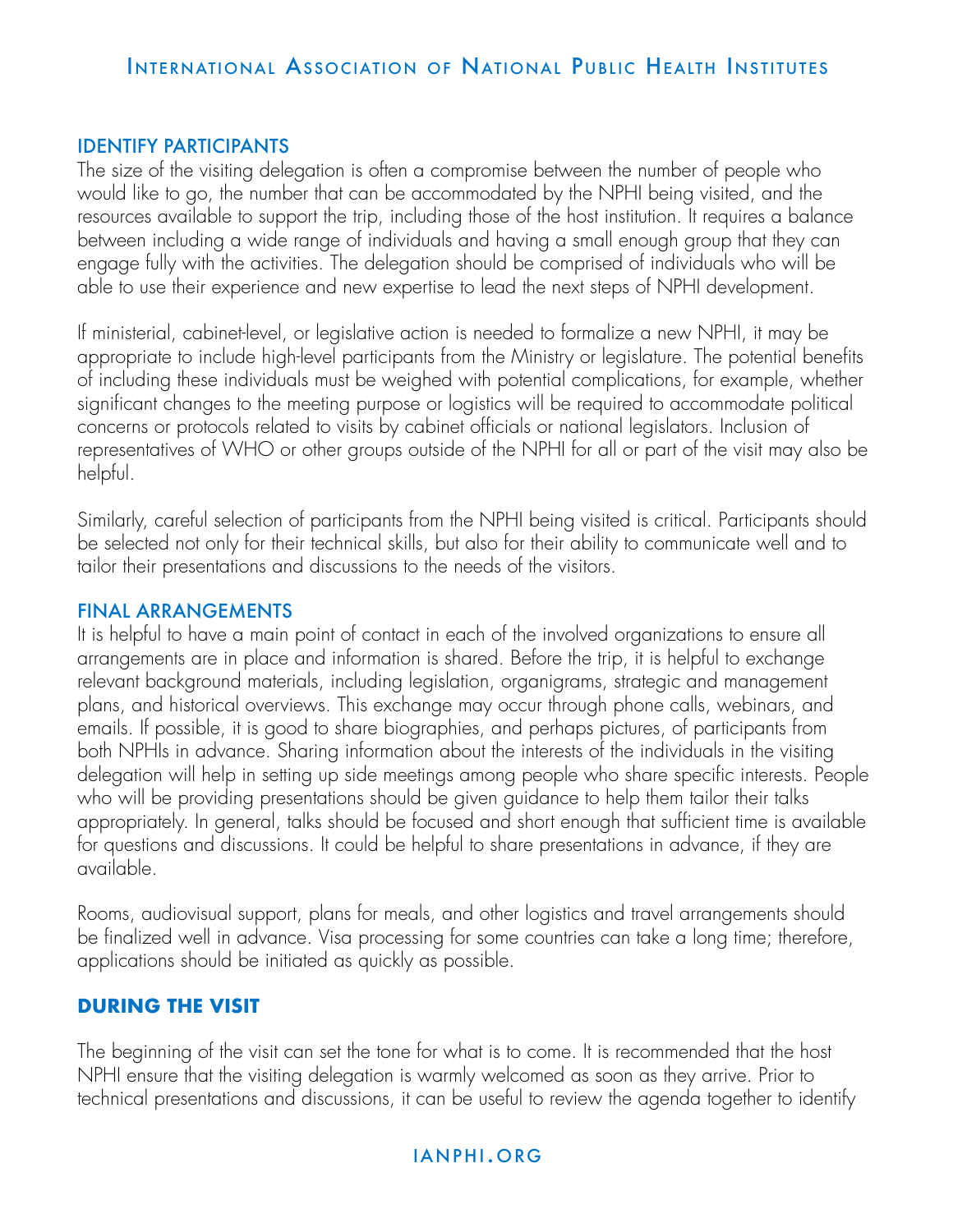## IDENTIFY PARTICIPANTS

The size of the visiting delegation is often a compromise between the number of people who would like to go, the number that can be accommodated by the NPHI being visited, and the resources available to support the trip, including those of the host institution. It requires a balance between including a wide range of individuals and having a small enough group that they can engage fully with the activities. The delegation should be comprised of individuals who will be able to use their experience and new expertise to lead the next steps of NPHI development.

If ministerial, cabinet-level, or legislative action is needed to formalize a new NPHI, it may be appropriate to include high-level participants from the Ministry or legislature. The potential benefits of including these individuals must be weighed with potential complications, for example, whether significant changes to the meeting purpose or logistics will be required to accommodate political concerns or protocols related to visits by cabinet officials or national legislators. Inclusion of representatives of WHO or other groups outside of the NPHI for all or part of the visit may also be helpful.

Similarly, careful selection of participants from the NPHI being visited is critical. Participants should be selected not only for their technical skills, but also for their ability to communicate well and to tailor their presentations and discussions to the needs of the visitors.

## FINAL ARRANGEMENTS

It is helpful to have a main point of contact in each of the involved organizations to ensure all arrangements are in place and information is shared. Before the trip, it is helpful to exchange relevant background materials, including legislation, organigrams, strategic and management plans, and historical overviews. This exchange may occur through phone calls, webinars, and emails. If possible, it is good to share biographies, and perhaps pictures, of participants from both NPHIs in advance. Sharing information about the interests of the individuals in the visiting delegation will help in setting up side meetings among people who share specific interests. People who will be providing presentations should be given guidance to help them tailor their talks appropriately. In general, talks should be focused and short enough that sufficient time is available for questions and discussions. It could be helpful to share presentations in advance, if they are available.

Rooms, audiovisual support, plans for meals, and other logistics and travel arrangements should be finalized well in advance. Visa processing for some countries can take a long time; therefore, applications should be initiated as quickly as possible.

# DURING THE VISIT

The beginning of the visit can set the tone for what is to come. It is recommended that the host NPHI ensure that the visiting delegation is warmly welcomed as soon as they arrive. Prior to technical presentations and discussions, it can be useful to review the agenda together to identify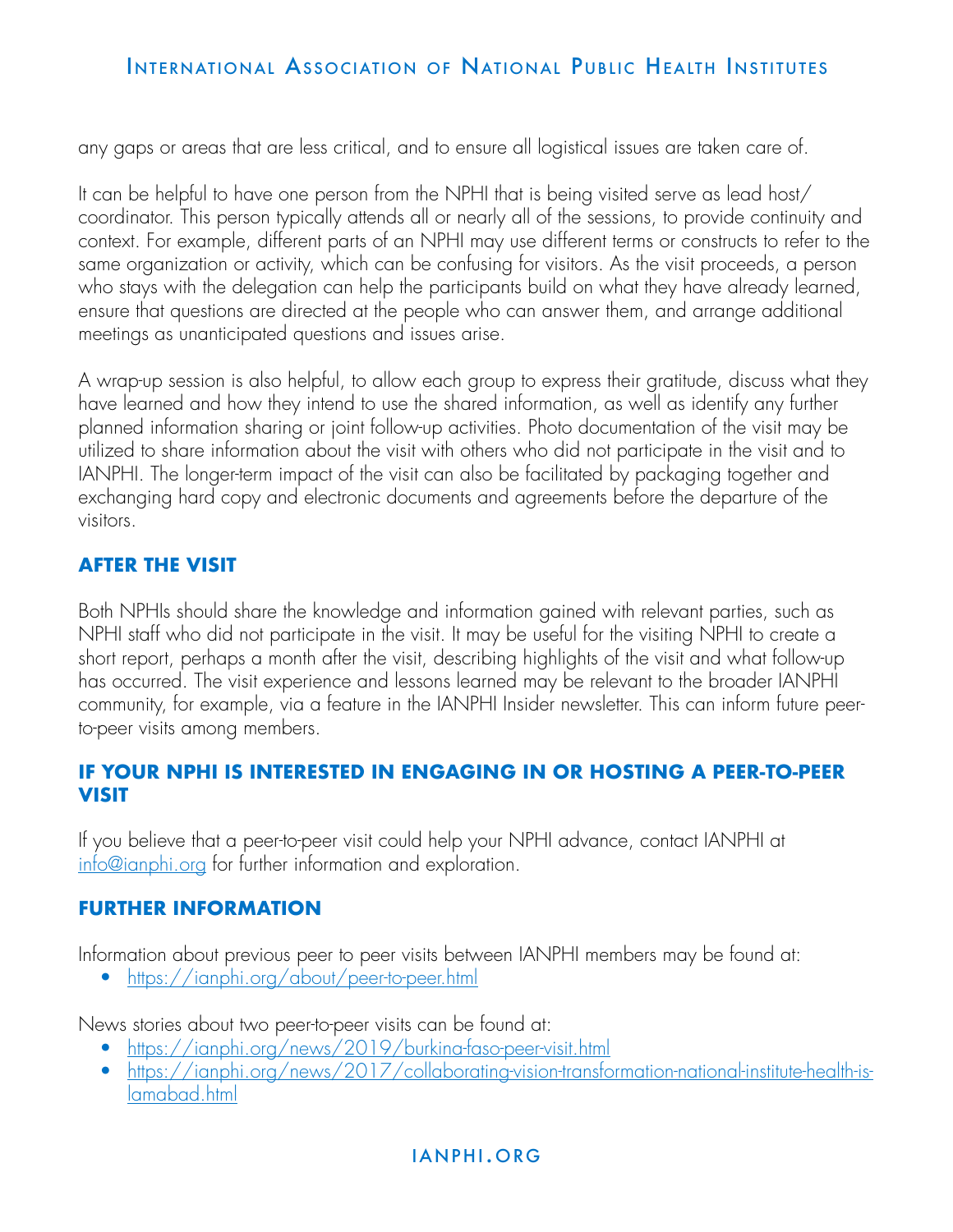any gaps or areas that are less critical, and to ensure all logistical issues are taken care of.

It can be helpful to have one person from the NPHI that is being visited serve as lead host/coordinator. This person typically attends all or nearly all of the sessions, to provide continuity and context. For example, different parts of an NPHI may use different terms or constructs to refer to the same organization or activity, which can be confusing for visitors. As the visit proceeds, a person who stays with the delegation can help the participants build on what they have already learned, ensure that questions are directed at the people who can answer them, and arrange additional meetings as unanticipated questions and issues arise.

A wrap-up session is also helpful, to allow each group to express their gratitude, discuss what they have learned and how they intend to use the shared information, as well as identify any further planned information sharing or joint follow-up activities. Photo documentation of the visit may be utilized to share information about the visit with others who did not participate in the visit and to IANPHI. The longer-term impact of the visit can also be facilitated by packaging together and exchanging hard copy and electronic documents and agreements before the departure of the visitors.

## AFTER THE VISIT

Both NPHIs should share the knowledge and information gained with relevant parties, such as NPHI staff who did not participate in the visit. It may be useful for the visiting NPHI to create a short report, perhaps a month after the visit, describing highlights of the visit and what follow-up has occurred. The visit experience and lessons learned may be relevant to the broader IANPHI community, for example, via a feature in the IANPHI Insider newsletter. This can inform future peer-to-peer visits among members.

## IF YOUR NPHI IS INTERESTED IN ENGAGING IN OR HOSTING A PEER-TO-PEER VISIT

If you believe that a peer-to-peer visit could help your NPHI advance, contact IANPHI at info@ianphi.org for further information and exploration.

## FURTHER INFORMATION

Information about previous peer to peer visits between IANPHI members may be found at:

- https://ianphi.org/about/peer-to-peer.html

News stories about two peer-to-peer visits can be found at:

- https://ianphi.org/news/2019/burkina-faso-peer-visit.html
- https://ianphi.org/news/2017/collaborating-vision-transformation-national-institute-health-islamabad.html